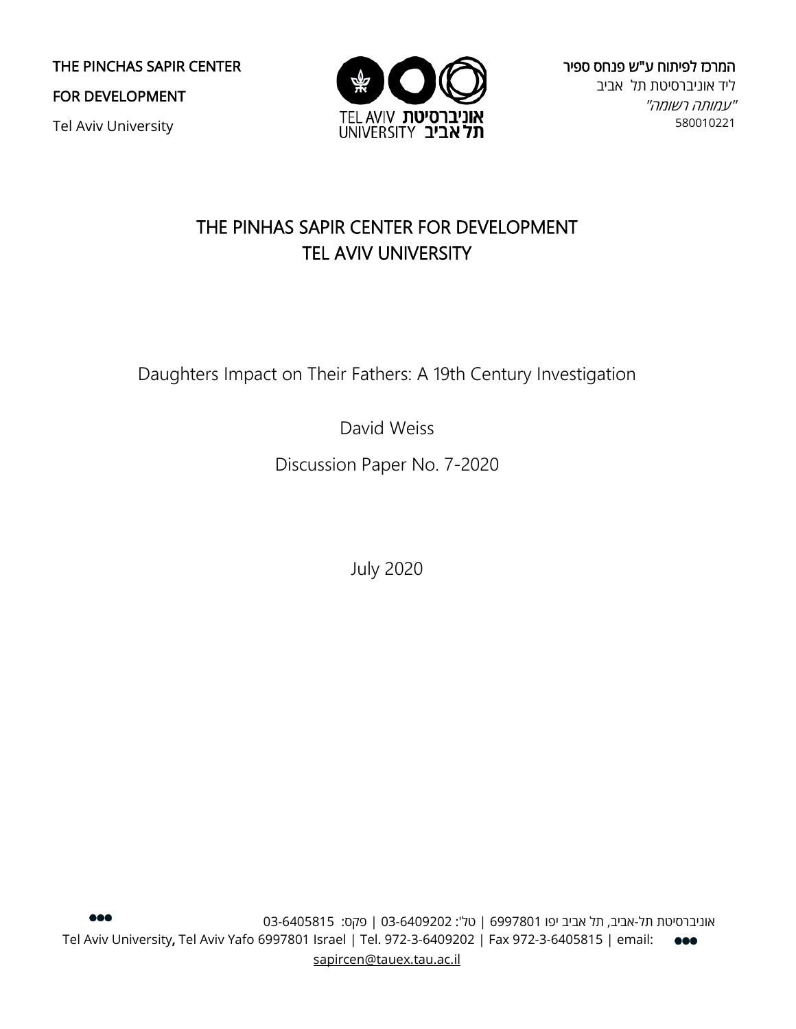THE PINCHAS SAPIR CENTER

FOR DEVELOPMENT

Tel Aviv University

המרכז לפיתוח ע"ש פנחס ספיר
ליד אוניברסיטת תל אביב
"עמותה רשומה"
580010221

# THE PINHAS SAPIR CENTER FOR DEVELOPMENT
# TEL AVIV UNIVERSITY

Daughters Impact on Their Fathers: A 19th Century Investigation

David Weiss

Discussion Paper No. 7-2020

July 2020

אוניברסיטת תל-אביב, תל אביב יפו 6997801 | טל': 03-6409202 | פקס: 03-6405815

Tel Aviv University, Tel Aviv Yafo 6997801 Israel | Tel. 972-3-6409202 | Fax 972-3-6405815 | email: sapircen@tauex.tau.ac.il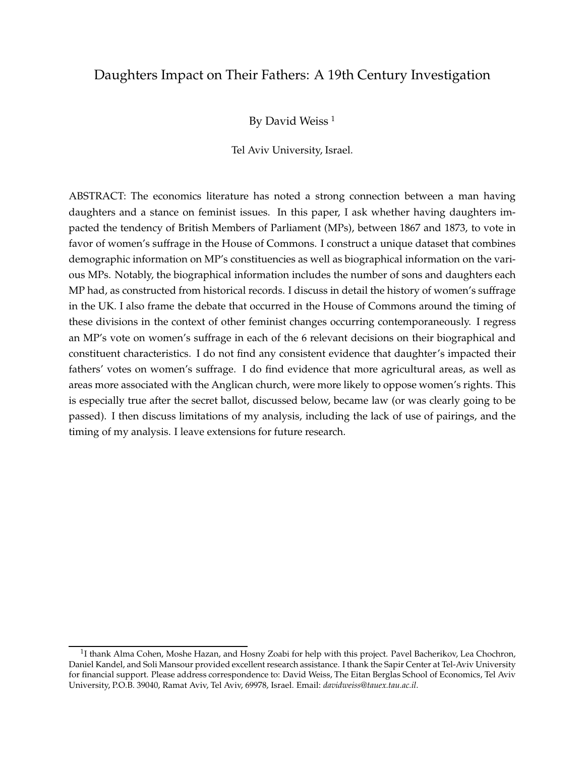# Daughters Impact on Their Fathers: A 19th Century Investigation

By David Weiss [1]

Tel Aviv University, Israel.

ABSTRACT: The economics literature has noted a strong connection between a man having daughters and a stance on feminist issues. In this paper, I ask whether having daughters impacted the tendency of British Members of Parliament (MPs), between 1867 and 1873, to vote in favor of women's suffrage in the House of Commons. I construct a unique dataset that combines demographic information on MP's constituencies as well as biographical information on the various MPs. Notably, the biographical information includes the number of sons and daughters each MP had, as constructed from historical records. I discuss in detail the history of women's suffrage in the UK. I also frame the debate that occurred in the House of Commons around the timing of these divisions in the context of other feminist changes occurring contemporaneously. I regress an MP's vote on women's suffrage in each of the 6 relevant decisions on their biographical and constituent characteristics. I do not find any consistent evidence that daughter's impacted their fathers' votes on women's suffrage. I do find evidence that more agricultural areas, as well as areas more associated with the Anglican church, were more likely to oppose women's rights. This is especially true after the secret ballot, discussed below, became law (or was clearly going to be passed). I then discuss limitations of my analysis, including the lack of use of pairings, and the timing of my analysis. I leave extensions for future research.

[1] I thank Alma Cohen, Moshe Hazan, and Hosny Zoabi for help with this project. Pavel Bacherikov, Lea Chochron, Daniel Kandel, and Soli Mansour provided excellent research assistance. I thank the Sapir Center at Tel-Aviv University for financial support. Please address correspondence to: David Weiss, The Eitan Berglas School of Economics, Tel Aviv University, P.O.B. 39040, Ramat Aviv, Tel Aviv, 69978, Israel. Email: *davidweiss@tauex.tau.ac.il*.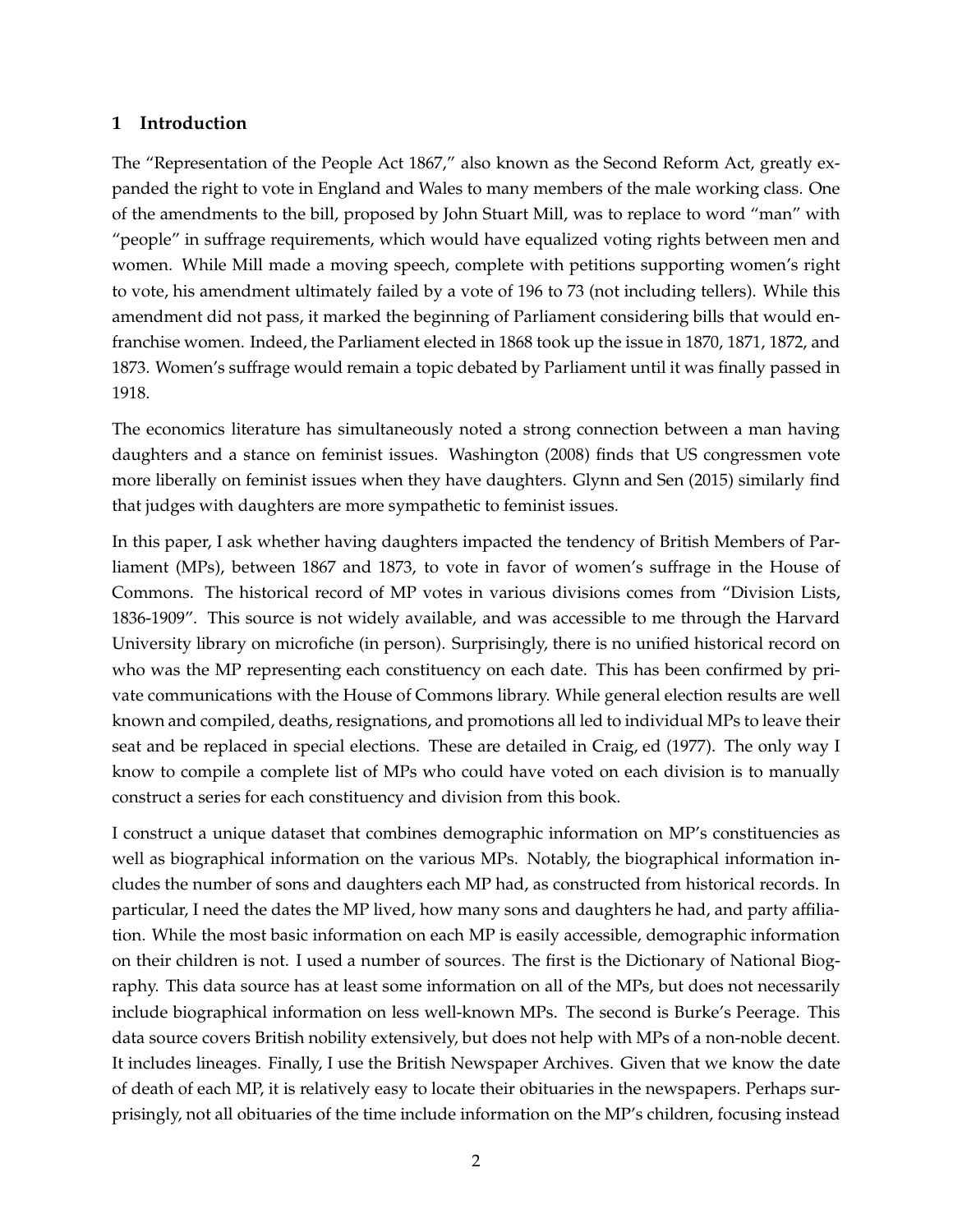## 1 Introduction

The "Representation of the People Act 1867," also known as the Second Reform Act, greatly expanded the right to vote in England and Wales to many members of the male working class. One of the amendments to the bill, proposed by John Stuart Mill, was to replace to word "man" with "people" in suffrage requirements, which would have equalized voting rights between men and women. While Mill made a moving speech, complete with petitions supporting women's right to vote, his amendment ultimately failed by a vote of 196 to 73 (not including tellers). While this amendment did not pass, it marked the beginning of Parliament considering bills that would enfranchise women. Indeed, the Parliament elected in 1868 took up the issue in 1870, 1871, 1872, and 1873. Women's suffrage would remain a topic debated by Parliament until it was finally passed in 1918.

The economics literature has simultaneously noted a strong connection between a man having daughters and a stance on feminist issues. Washington (2008) finds that US congressmen vote more liberally on feminist issues when they have daughters. Glynn and Sen (2015) similarly find that judges with daughters are more sympathetic to feminist issues.

In this paper, I ask whether having daughters impacted the tendency of British Members of Parliament (MPs), between 1867 and 1873, to vote in favor of women's suffrage in the House of Commons. The historical record of MP votes in various divisions comes from "Division Lists, 1836-1909". This source is not widely available, and was accessible to me through the Harvard University library on microfiche (in person). Surprisingly, there is no unified historical record on who was the MP representing each constituency on each date. This has been confirmed by private communications with the House of Commons library. While general election results are well known and compiled, deaths, resignations, and promotions all led to individual MPs to leave their seat and be replaced in special elections. These are detailed in Craig, ed (1977). The only way I know to compile a complete list of MPs who could have voted on each division is to manually construct a series for each constituency and division from this book.

I construct a unique dataset that combines demographic information on MP's constituencies as well as biographical information on the various MPs. Notably, the biographical information includes the number of sons and daughters each MP had, as constructed from historical records. In particular, I need the dates the MP lived, how many sons and daughters he had, and party affiliation. While the most basic information on each MP is easily accessible, demographic information on their children is not. I used a number of sources. The first is the Dictionary of National Biography. This data source has at least some information on all of the MPs, but does not necessarily include biographical information on less well-known MPs. The second is Burke's Peerage. This data source covers British nobility extensively, but does not help with MPs of a non-noble decent. It includes lineages. Finally, I use the British Newspaper Archives. Given that we know the date of death of each MP, it is relatively easy to locate their obituaries in the newspapers. Perhaps surprisingly, not all obituaries of the time include information on the MP's children, focusing instead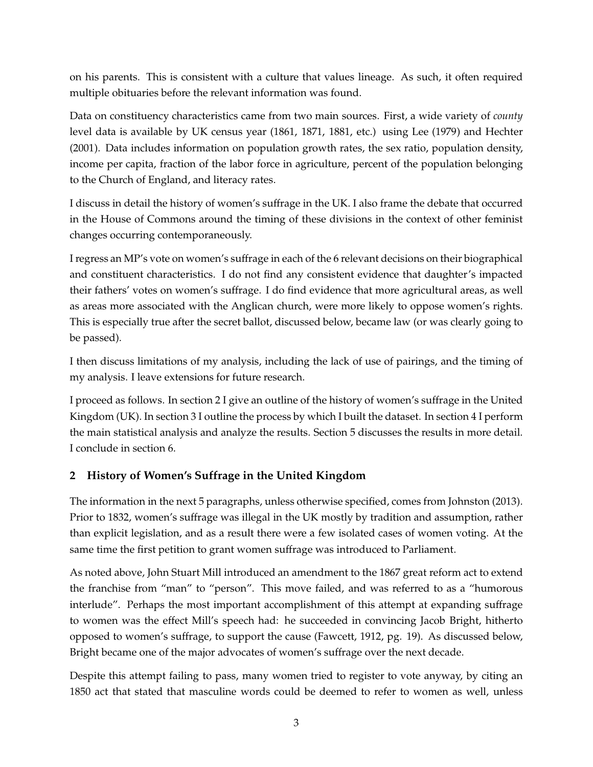on his parents. This is consistent with a culture that values lineage. As such, it often required multiple obituaries before the relevant information was found.

Data on constituency characteristics came from two main sources. First, a wide variety of *county* level data is available by UK census year (1861, 1871, 1881, etc.) using Lee (1979) and Hechter (2001). Data includes information on population growth rates, the sex ratio, population density, income per capita, fraction of the labor force in agriculture, percent of the population belonging to the Church of England, and literacy rates.

I discuss in detail the history of women's suffrage in the UK. I also frame the debate that occurred in the House of Commons around the timing of these divisions in the context of other feminist changes occurring contemporaneously.

I regress an MP's vote on women's suffrage in each of the 6 relevant decisions on their biographical and constituent characteristics. I do not find any consistent evidence that daughter's impacted their fathers' votes on women's suffrage. I do find evidence that more agricultural areas, as well as areas more associated with the Anglican church, were more likely to oppose women's rights. This is especially true after the secret ballot, discussed below, became law (or was clearly going to be passed).

I then discuss limitations of my analysis, including the lack of use of pairings, and the timing of my analysis. I leave extensions for future research.

I proceed as follows. In section 2 I give an outline of the history of women's suffrage in the United Kingdom (UK). In section 3 I outline the process by which I built the dataset. In section 4 I perform the main statistical analysis and analyze the results. Section 5 discusses the results in more detail. I conclude in section 6.

## 2 History of Women's Suffrage in the United Kingdom

The information in the next 5 paragraphs, unless otherwise specified, comes from Johnston (2013). Prior to 1832, women's suffrage was illegal in the UK mostly by tradition and assumption, rather than explicit legislation, and as a result there were a few isolated cases of women voting. At the same time the first petition to grant women suffrage was introduced to Parliament.

As noted above, John Stuart Mill introduced an amendment to the 1867 great reform act to extend the franchise from "man" to "person". This move failed, and was referred to as a "humorous interlude". Perhaps the most important accomplishment of this attempt at expanding suffrage to women was the effect Mill's speech had: he succeeded in convincing Jacob Bright, hitherto opposed to women's suffrage, to support the cause (Fawcett, 1912, pg. 19). As discussed below, Bright became one of the major advocates of women's suffrage over the next decade.

Despite this attempt failing to pass, many women tried to register to vote anyway, by citing an 1850 act that stated that masculine words could be deemed to refer to women as well, unless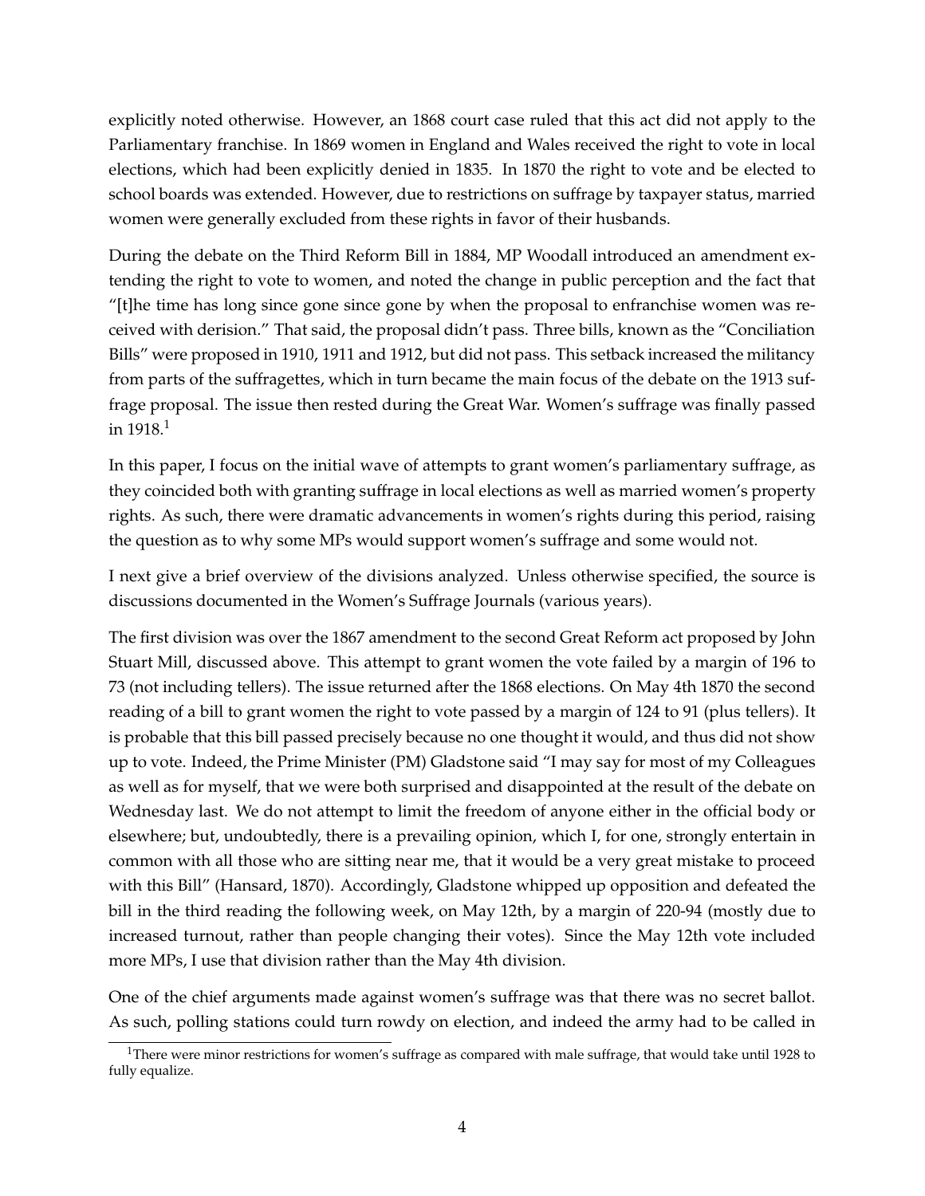explicitly noted otherwise. However, an 1868 court case ruled that this act did not apply to the Parliamentary franchise. In 1869 women in England and Wales received the right to vote in local elections, which had been explicitly denied in 1835. In 1870 the right to vote and be elected to school boards was extended. However, due to restrictions on suffrage by taxpayer status, married women were generally excluded from these rights in favor of their husbands.

During the debate on the Third Reform Bill in 1884, MP Woodall introduced an amendment extending the right to vote to women, and noted the change in public perception and the fact that "[t]he time has long since gone since gone by when the proposal to enfranchise women was received with derision." That said, the proposal didn't pass. Three bills, known as the "Conciliation Bills" were proposed in 1910, 1911 and 1912, but did not pass. This setback increased the militancy from parts of the suffragettes, which in turn became the main focus of the debate on the 1913 suffrage proposal. The issue then rested during the Great War. Women's suffrage was finally passed in 1918.[1]

In this paper, I focus on the initial wave of attempts to grant women's parliamentary suffrage, as they coincided both with granting suffrage in local elections as well as married women's property rights. As such, there were dramatic advancements in women's rights during this period, raising the question as to why some MPs would support women's suffrage and some would not.

I next give a brief overview of the divisions analyzed. Unless otherwise specified, the source is discussions documented in the Women's Suffrage Journals (various years).

The first division was over the 1867 amendment to the second Great Reform act proposed by John Stuart Mill, discussed above. This attempt to grant women the vote failed by a margin of 196 to 73 (not including tellers). The issue returned after the 1868 elections. On May 4th 1870 the second reading of a bill to grant women the right to vote passed by a margin of 124 to 91 (plus tellers). It is probable that this bill passed precisely because no one thought it would, and thus did not show up to vote. Indeed, the Prime Minister (PM) Gladstone said "I may say for most of my Colleagues as well as for myself, that we were both surprised and disappointed at the result of the debate on Wednesday last. We do not attempt to limit the freedom of anyone either in the official body or elsewhere; but, undoubtedly, there is a prevailing opinion, which I, for one, strongly entertain in common with all those who are sitting near me, that it would be a very great mistake to proceed with this Bill" (Hansard, 1870). Accordingly, Gladstone whipped up opposition and defeated the bill in the third reading the following week, on May 12th, by a margin of 220-94 (mostly due to increased turnout, rather than people changing their votes). Since the May 12th vote included more MPs, I use that division rather than the May 4th division.

One of the chief arguments made against women's suffrage was that there was no secret ballot. As such, polling stations could turn rowdy on election, and indeed the army had to be called in

[1] There were minor restrictions for women's suffrage as compared with male suffrage, that would take until 1928 to fully equalize.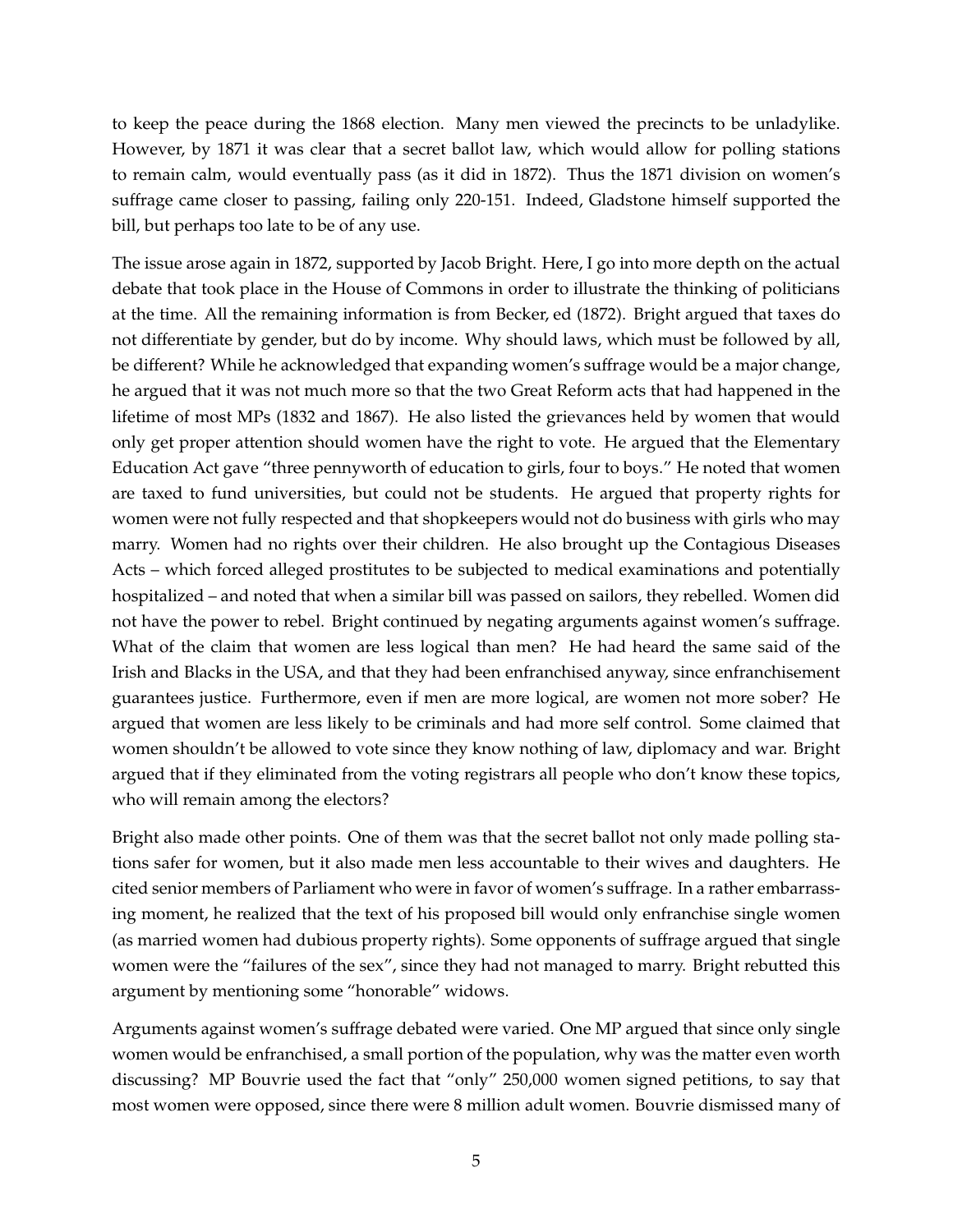to keep the peace during the 1868 election. Many men viewed the precincts to be unladylike. However, by 1871 it was clear that a secret ballot law, which would allow for polling stations to remain calm, would eventually pass (as it did in 1872). Thus the 1871 division on women's suffrage came closer to passing, failing only 220-151. Indeed, Gladstone himself supported the bill, but perhaps too late to be of any use.

The issue arose again in 1872, supported by Jacob Bright. Here, I go into more depth on the actual debate that took place in the House of Commons in order to illustrate the thinking of politicians at the time. All the remaining information is from Becker, ed (1872). Bright argued that taxes do not differentiate by gender, but do by income. Why should laws, which must be followed by all, be different? While he acknowledged that expanding women's suffrage would be a major change, he argued that it was not much more so that the two Great Reform acts that had happened in the lifetime of most MPs (1832 and 1867). He also listed the grievances held by women that would only get proper attention should women have the right to vote. He argued that the Elementary Education Act gave "three pennyworth of education to girls, four to boys." He noted that women are taxed to fund universities, but could not be students. He argued that property rights for women were not fully respected and that shopkeepers would not do business with girls who may marry. Women had no rights over their children. He also brought up the Contagious Diseases Acts – which forced alleged prostitutes to be subjected to medical examinations and potentially hospitalized – and noted that when a similar bill was passed on sailors, they rebelled. Women did not have the power to rebel. Bright continued by negating arguments against women's suffrage. What of the claim that women are less logical than men? He had heard the same said of the Irish and Blacks in the USA, and that they had been enfranchised anyway, since enfranchisement guarantees justice. Furthermore, even if men are more logical, are women not more sober? He argued that women are less likely to be criminals and had more self control. Some claimed that women shouldn't be allowed to vote since they know nothing of law, diplomacy and war. Bright argued that if they eliminated from the voting registrars all people who don't know these topics, who will remain among the electors?

Bright also made other points. One of them was that the secret ballot not only made polling stations safer for women, but it also made men less accountable to their wives and daughters. He cited senior members of Parliament who were in favor of women's suffrage. In a rather embarrassing moment, he realized that the text of his proposed bill would only enfranchise single women (as married women had dubious property rights). Some opponents of suffrage argued that single women were the "failures of the sex", since they had not managed to marry. Bright rebutted this argument by mentioning some "honorable" widows.

Arguments against women's suffrage debated were varied. One MP argued that since only single women would be enfranchised, a small portion of the population, why was the matter even worth discussing? MP Bouvrie used the fact that "only" 250,000 women signed petitions, to say that most women were opposed, since there were 8 million adult women. Bouvrie dismissed many of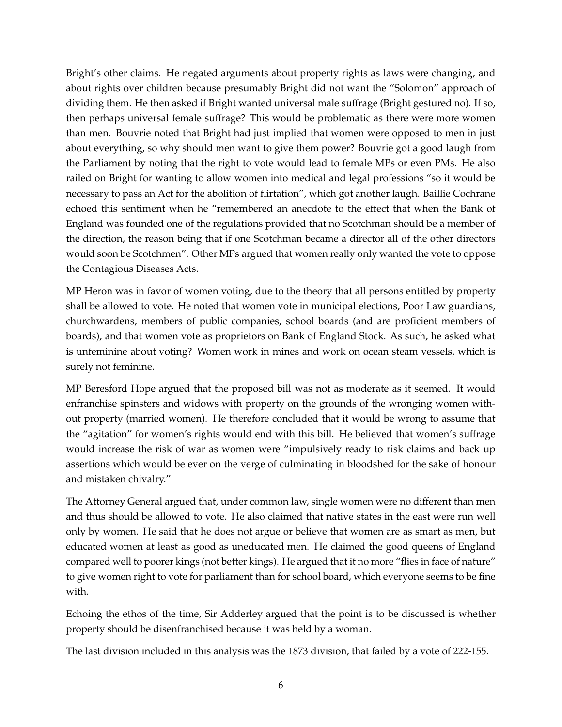Bright's other claims. He negated arguments about property rights as laws were changing, and about rights over children because presumably Bright did not want the "Solomon" approach of dividing them. He then asked if Bright wanted universal male suffrage (Bright gestured no). If so, then perhaps universal female suffrage? This would be problematic as there were more women than men. Bouvrie noted that Bright had just implied that women were opposed to men in just about everything, so why should men want to give them power? Bouvrie got a good laugh from the Parliament by noting that the right to vote would lead to female MPs or even PMs. He also railed on Bright for wanting to allow women into medical and legal professions "so it would be necessary to pass an Act for the abolition of flirtation", which got another laugh. Baillie Cochrane echoed this sentiment when he "remembered an anecdote to the effect that when the Bank of England was founded one of the regulations provided that no Scotchman should be a member of the direction, the reason being that if one Scotchman became a director all of the other directors would soon be Scotchmen". Other MPs argued that women really only wanted the vote to oppose the Contagious Diseases Acts.

MP Heron was in favor of women voting, due to the theory that all persons entitled by property shall be allowed to vote. He noted that women vote in municipal elections, Poor Law guardians, churchwardens, members of public companies, school boards (and are proficient members of boards), and that women vote as proprietors on Bank of England Stock. As such, he asked what is unfeminine about voting? Women work in mines and work on ocean steam vessels, which is surely not feminine.

MP Beresford Hope argued that the proposed bill was not as moderate as it seemed. It would enfranchise spinsters and widows with property on the grounds of the wronging women without property (married women). He therefore concluded that it would be wrong to assume that the "agitation" for women's rights would end with this bill. He believed that women's suffrage would increase the risk of war as women were "impulsively ready to risk claims and back up assertions which would be ever on the verge of culminating in bloodshed for the sake of honour and mistaken chivalry."

The Attorney General argued that, under common law, single women were no different than men and thus should be allowed to vote. He also claimed that native states in the east were run well only by women. He said that he does not argue or believe that women are as smart as men, but educated women at least as good as uneducated men. He claimed the good queens of England compared well to poorer kings (not better kings). He argued that it no more "flies in face of nature" to give women right to vote for parliament than for school board, which everyone seems to be fine with.

Echoing the ethos of the time, Sir Adderley argued that the point is to be discussed is whether property should be disenfranchised because it was held by a woman.

The last division included in this analysis was the 1873 division, that failed by a vote of 222-155.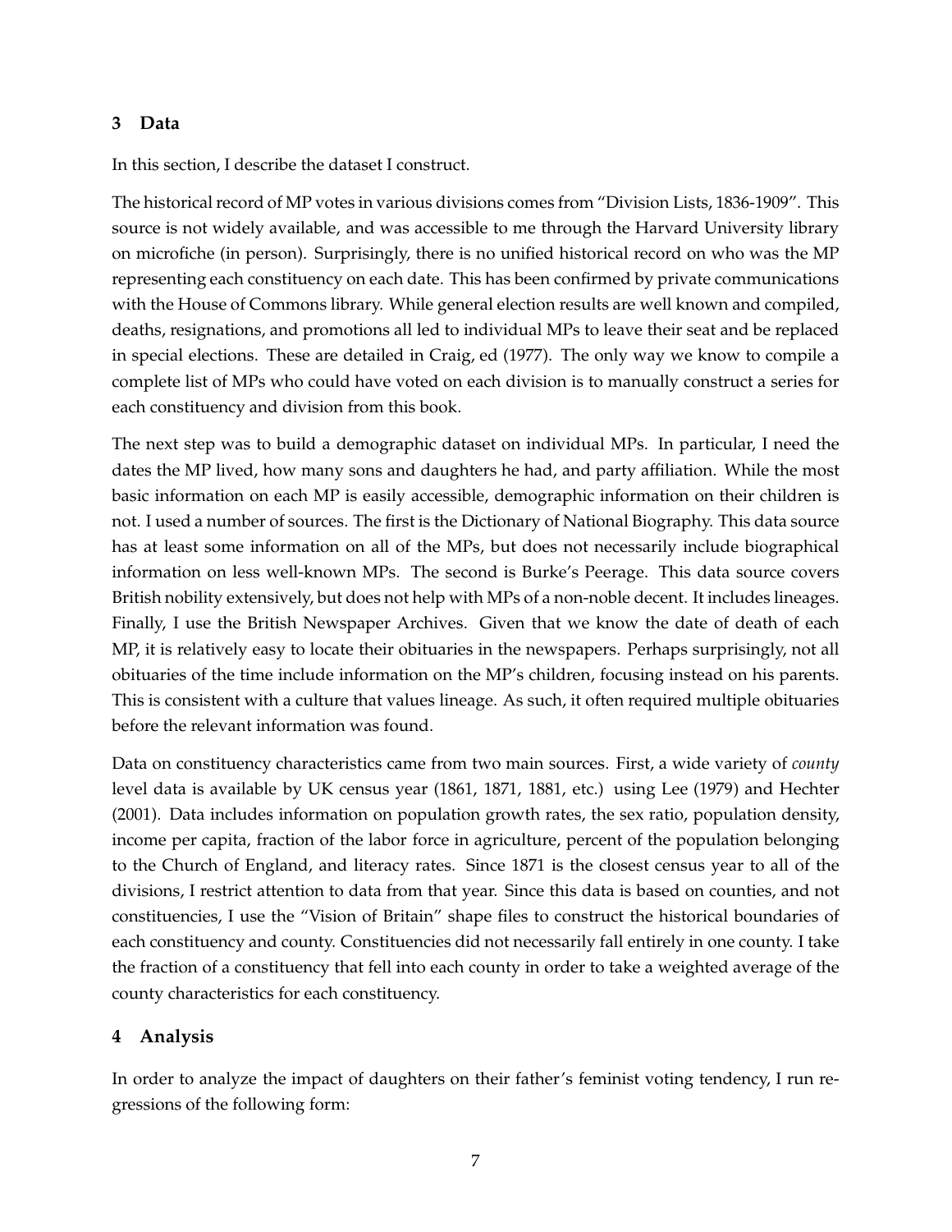## 3 Data

In this section, I describe the dataset I construct.

The historical record of MP votes in various divisions comes from "Division Lists, 1836-1909". This source is not widely available, and was accessible to me through the Harvard University library on microfiche (in person). Surprisingly, there is no unified historical record on who was the MP representing each constituency on each date. This has been confirmed by private communications with the House of Commons library. While general election results are well known and compiled, deaths, resignations, and promotions all led to individual MPs to leave their seat and be replaced in special elections. These are detailed in Craig, ed (1977). The only way we know to compile a complete list of MPs who could have voted on each division is to manually construct a series for each constituency and division from this book.

The next step was to build a demographic dataset on individual MPs. In particular, I need the dates the MP lived, how many sons and daughters he had, and party affiliation. While the most basic information on each MP is easily accessible, demographic information on their children is not. I used a number of sources. The first is the Dictionary of National Biography. This data source has at least some information on all of the MPs, but does not necessarily include biographical information on less well-known MPs. The second is Burke's Peerage. This data source covers British nobility extensively, but does not help with MPs of a non-noble decent. It includes lineages. Finally, I use the British Newspaper Archives. Given that we know the date of death of each MP, it is relatively easy to locate their obituaries in the newspapers. Perhaps surprisingly, not all obituaries of the time include information on the MP's children, focusing instead on his parents. This is consistent with a culture that values lineage. As such, it often required multiple obituaries before the relevant information was found.

Data on constituency characteristics came from two main sources. First, a wide variety of *county* level data is available by UK census year (1861, 1871, 1881, etc.) using Lee (1979) and Hechter (2001). Data includes information on population growth rates, the sex ratio, population density, income per capita, fraction of the labor force in agriculture, percent of the population belonging to the Church of England, and literacy rates. Since 1871 is the closest census year to all of the divisions, I restrict attention to data from that year. Since this data is based on counties, and not constituencies, I use the "Vision of Britain" shape files to construct the historical boundaries of each constituency and county. Constituencies did not necessarily fall entirely in one county. I take the fraction of a constituency that fell into each county in order to take a weighted average of the county characteristics for each constituency.

## 4 Analysis

In order to analyze the impact of daughters on their father's feminist voting tendency, I run regressions of the following form: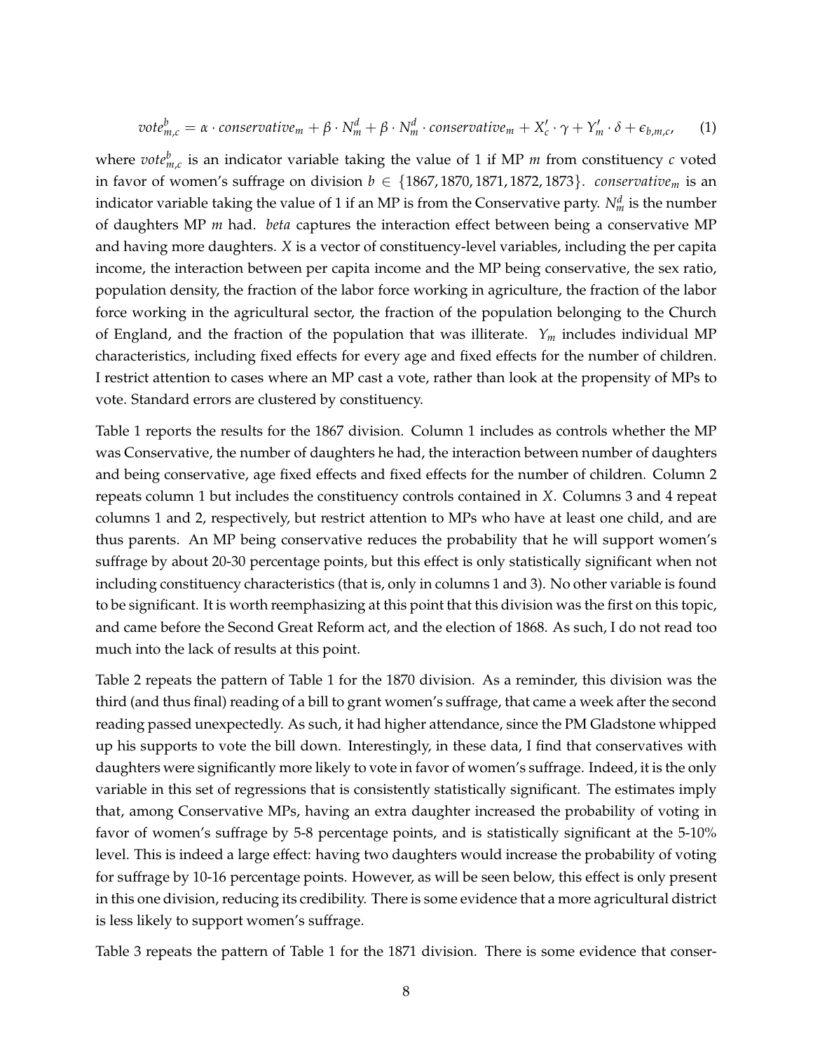$$vote^b_{m,c} = \alpha \cdot conservative_m + \beta \cdot N^d_m + \beta \cdot N^d_m \cdot conservative_m + X'_c \cdot \gamma + Y'_m \cdot \delta + \epsilon_{b,m,c}, \qquad (1)$$

where $vote^b_{m,c}$ is an indicator variable taking the value of 1 if MP $m$ from constituency $c$ voted in favor of women's suffrage on division $b \in \{1867, 1870, 1871, 1872, 1873\}$. $conservative_m$ is an indicator variable taking the value of 1 if an MP is from the Conservative party. $N^d_m$ is the number of daughters MP $m$ had. *beta* captures the interaction effect between being a conservative MP and having more daughters. $X$ is a vector of constituency-level variables, including the per capita income, the interaction between per capita income and the MP being conservative, the sex ratio, population density, the fraction of the labor force working in agriculture, the fraction of the labor force working in the agricultural sector, the fraction of the population belonging to the Church of England, and the fraction of the population that was illiterate. $Y_m$ includes individual MP characteristics, including fixed effects for every age and fixed effects for the number of children. I restrict attention to cases where an MP cast a vote, rather than look at the propensity of MPs to vote. Standard errors are clustered by constituency.

Table 1 reports the results for the 1867 division. Column 1 includes as controls whether the MP was Conservative, the number of daughters he had, the interaction between number of daughters and being conservative, age fixed effects and fixed effects for the number of children. Column 2 repeats column 1 but includes the constituency controls contained in $X$. Columns 3 and 4 repeat columns 1 and 2, respectively, but restrict attention to MPs who have at least one child, and are thus parents. An MP being conservative reduces the probability that he will support women's suffrage by about 20-30 percentage points, but this effect is only statistically significant when not including constituency characteristics (that is, only in columns 1 and 3). No other variable is found to be significant. It is worth reemphasizing at this point that this division was the first on this topic, and came before the Second Great Reform act, and the election of 1868. As such, I do not read too much into the lack of results at this point.

Table 2 repeats the pattern of Table 1 for the 1870 division. As a reminder, this division was the third (and thus final) reading of a bill to grant women's suffrage, that came a week after the second reading passed unexpectedly. As such, it had higher attendance, since the PM Gladstone whipped up his supports to vote the bill down. Interestingly, in these data, I find that conservatives with daughters were significantly more likely to vote in favor of women's suffrage. Indeed, it is the only variable in this set of regressions that is consistently statistically significant. The estimates imply that, among Conservative MPs, having an extra daughter increased the probability of voting in favor of women's suffrage by 5-8 percentage points, and is statistically significant at the 5-10% level. This is indeed a large effect: having two daughters would increase the probability of voting for suffrage by 10-16 percentage points. However, as will be seen below, this effect is only present in this one division, reducing its credibility. There is some evidence that a more agricultural district is less likely to support women's suffrage.

Table 3 repeats the pattern of Table 1 for the 1871 division. There is some evidence that conser-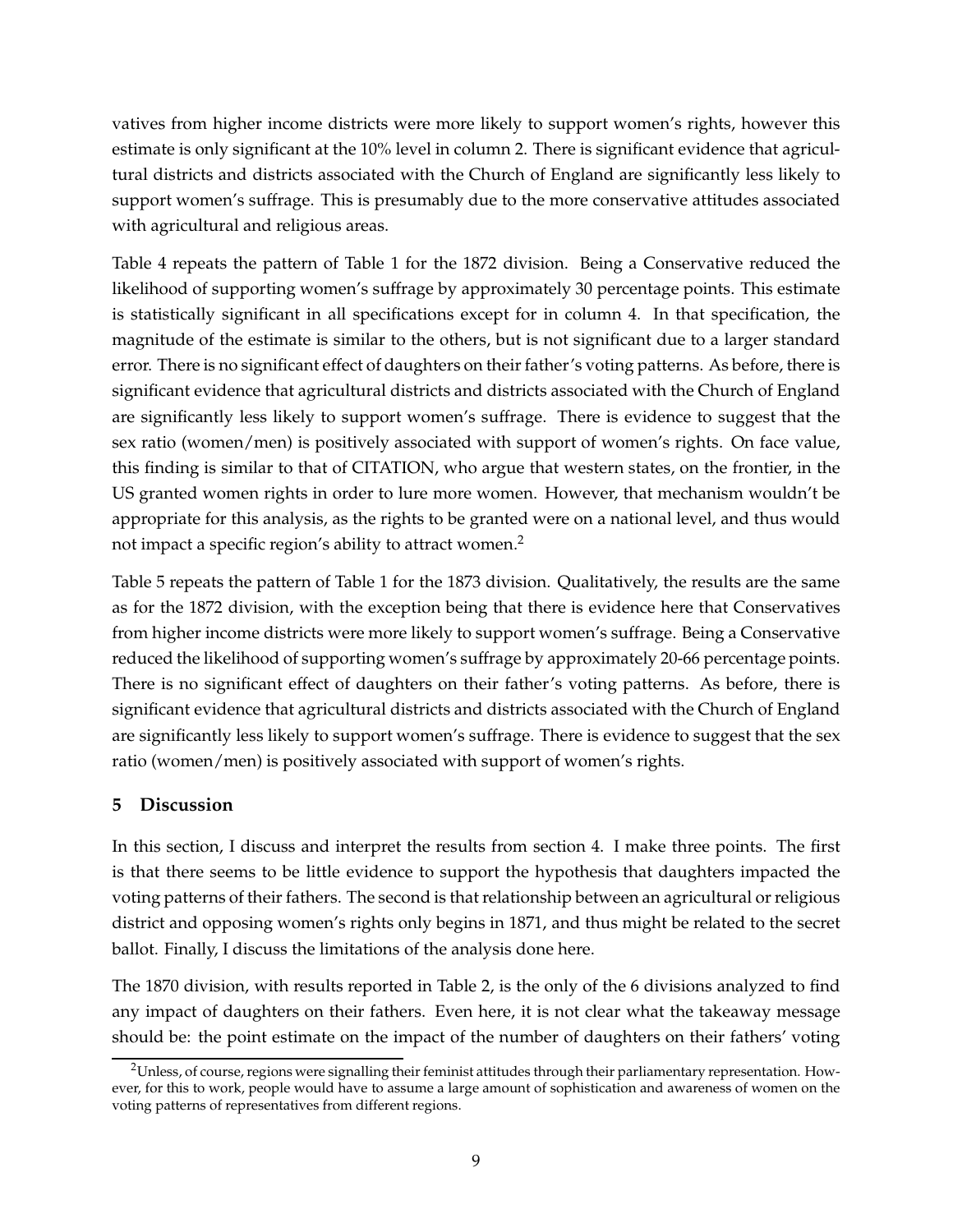vatives from higher income districts were more likely to support women's rights, however this estimate is only significant at the 10% level in column 2. There is significant evidence that agricultural districts and districts associated with the Church of England are significantly less likely to support women's suffrage. This is presumably due to the more conservative attitudes associated with agricultural and religious areas.

Table 4 repeats the pattern of Table 1 for the 1872 division. Being a Conservative reduced the likelihood of supporting women's suffrage by approximately 30 percentage points. This estimate is statistically significant in all specifications except for in column 4. In that specification, the magnitude of the estimate is similar to the others, but is not significant due to a larger standard error. There is no significant effect of daughters on their father's voting patterns. As before, there is significant evidence that agricultural districts and districts associated with the Church of England are significantly less likely to support women's suffrage. There is evidence to suggest that the sex ratio (women/men) is positively associated with support of women's rights. On face value, this finding is similar to that of CITATION, who argue that western states, on the frontier, in the US granted women rights in order to lure more women. However, that mechanism wouldn't be appropriate for this analysis, as the rights to be granted were on a national level, and thus would not impact a specific region's ability to attract women.[2]

Table 5 repeats the pattern of Table 1 for the 1873 division. Qualitatively, the results are the same as for the 1872 division, with the exception being that there is evidence here that Conservatives from higher income districts were more likely to support women's suffrage. Being a Conservative reduced the likelihood of supporting women's suffrage by approximately 20-66 percentage points. There is no significant effect of daughters on their father's voting patterns. As before, there is significant evidence that agricultural districts and districts associated with the Church of England are significantly less likely to support women's suffrage. There is evidence to suggest that the sex ratio (women/men) is positively associated with support of women's rights.

## 5 Discussion

In this section, I discuss and interpret the results from section 4. I make three points. The first is that there seems to be little evidence to support the hypothesis that daughters impacted the voting patterns of their fathers. The second is that relationship between an agricultural or religious district and opposing women's rights only begins in 1871, and thus might be related to the secret ballot. Finally, I discuss the limitations of the analysis done here.

The 1870 division, with results reported in Table 2, is the only of the 6 divisions analyzed to find any impact of daughters on their fathers. Even here, it is not clear what the takeaway message should be: the point estimate on the impact of the number of daughters on their fathers' voting

[2] Unless, of course, regions were signalling their feminist attitudes through their parliamentary representation. However, for this to work, people would have to assume a large amount of sophistication and awareness of women on the voting patterns of representatives from different regions.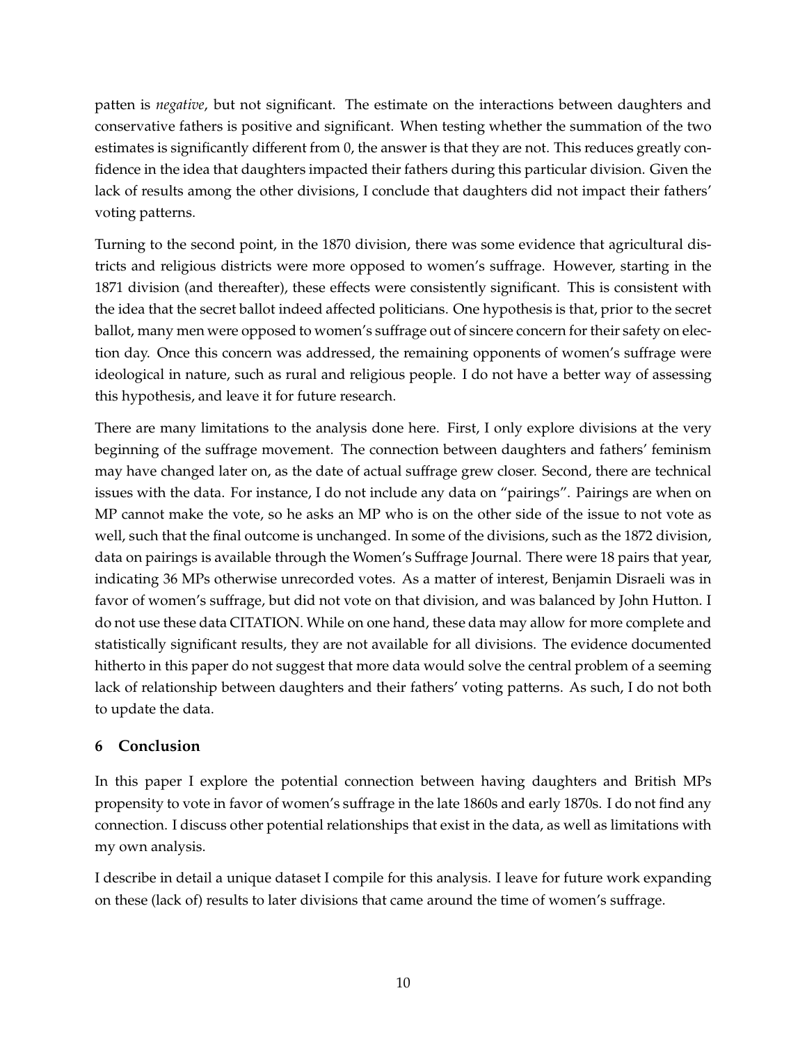patten is *negative*, but not significant. The estimate on the interactions between daughters and conservative fathers is positive and significant. When testing whether the summation of the two estimates is significantly different from 0, the answer is that they are not. This reduces greatly confidence in the idea that daughters impacted their fathers during this particular division. Given the lack of results among the other divisions, I conclude that daughters did not impact their fathers' voting patterns.

Turning to the second point, in the 1870 division, there was some evidence that agricultural districts and religious districts were more opposed to women's suffrage. However, starting in the 1871 division (and thereafter), these effects were consistently significant. This is consistent with the idea that the secret ballot indeed affected politicians. One hypothesis is that, prior to the secret ballot, many men were opposed to women's suffrage out of sincere concern for their safety on election day. Once this concern was addressed, the remaining opponents of women's suffrage were ideological in nature, such as rural and religious people. I do not have a better way of assessing this hypothesis, and leave it for future research.

There are many limitations to the analysis done here. First, I only explore divisions at the very beginning of the suffrage movement. The connection between daughters and fathers' feminism may have changed later on, as the date of actual suffrage grew closer. Second, there are technical issues with the data. For instance, I do not include any data on "pairings". Pairings are when on MP cannot make the vote, so he asks an MP who is on the other side of the issue to not vote as well, such that the final outcome is unchanged. In some of the divisions, such as the 1872 division, data on pairings is available through the Women's Suffrage Journal. There were 18 pairs that year, indicating 36 MPs otherwise unrecorded votes. As a matter of interest, Benjamin Disraeli was in favor of women's suffrage, but did not vote on that division, and was balanced by John Hutton. I do not use these data CITATION. While on one hand, these data may allow for more complete and statistically significant results, they are not available for all divisions. The evidence documented hitherto in this paper do not suggest that more data would solve the central problem of a seeming lack of relationship between daughters and their fathers' voting patterns. As such, I do not both to update the data.

## 6 Conclusion

In this paper I explore the potential connection between having daughters and British MPs propensity to vote in favor of women's suffrage in the late 1860s and early 1870s. I do not find any connection. I discuss other potential relationships that exist in the data, as well as limitations with my own analysis.

I describe in detail a unique dataset I compile for this analysis. I leave for future work expanding on these (lack of) results to later divisions that came around the time of women's suffrage.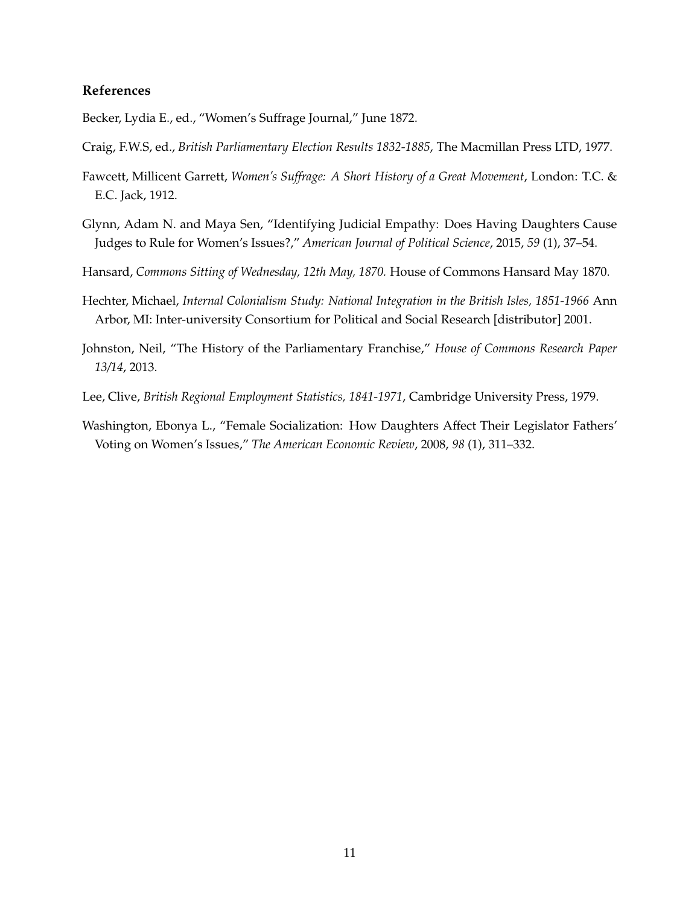### References

Becker, Lydia E., ed., "Women's Suffrage Journal," June 1872.

Craig, F.W.S, ed., *British Parliamentary Election Results 1832-1885*, The Macmillan Press LTD, 1977.

Fawcett, Millicent Garrett, *Women's Suffrage: A Short History of a Great Movement*, London: T.C. & E.C. Jack, 1912.

Glynn, Adam N. and Maya Sen, "Identifying Judicial Empathy: Does Having Daughters Cause Judges to Rule for Women's Issues?," *American Journal of Political Science*, 2015, *59* (1), 37–54.

Hansard, *Commons Sitting of Wednesday, 12th May, 1870.* House of Commons Hansard May 1870.

Hechter, Michael, *Internal Colonialism Study: National Integration in the British Isles, 1851-1966* Ann Arbor, MI: Inter-university Consortium for Political and Social Research [distributor] 2001.

Johnston, Neil, "The History of the Parliamentary Franchise," *House of Commons Research Paper 13/14*, 2013.

Lee, Clive, *British Regional Employment Statistics, 1841-1971*, Cambridge University Press, 1979.

Washington, Ebonya L., "Female Socialization: How Daughters Affect Their Legislator Fathers' Voting on Women's Issues," *The American Economic Review*, 2008, *98* (1), 311–332.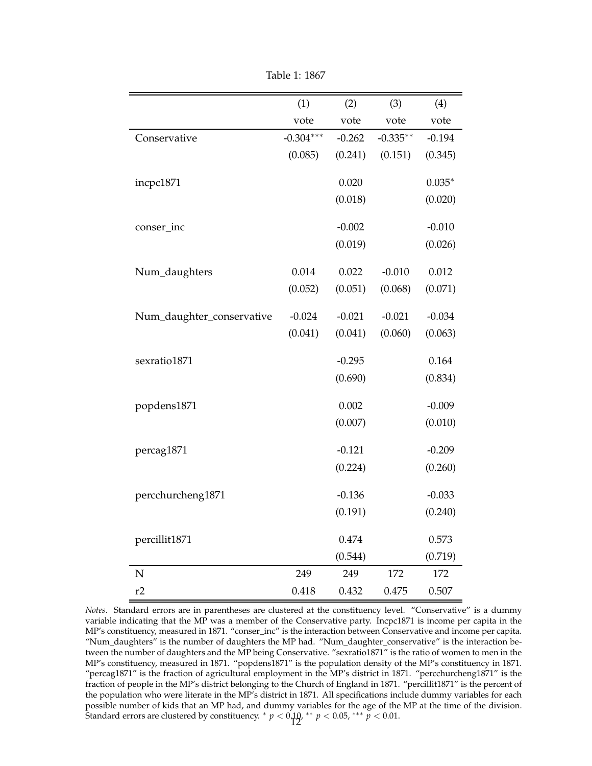Table 1: 1867

| | (1) | (2) | (3) | (4) |
|---|---|---|---|---|
| | vote | vote | vote | vote |
| Conservative | -0.304*** | -0.262 | -0.335** | -0.194 |
| | (0.085) | (0.241) | (0.151) | (0.345) |
| incpc1871 | | 0.020 | | 0.035* |
| | | (0.018) | | (0.020) |
| conser_inc | | -0.002 | | -0.010 |
| | | (0.019) | | (0.026) |
| Num_daughters | 0.014 | 0.022 | -0.010 | 0.012 |
| | (0.052) | (0.051) | (0.068) | (0.071) |
| Num_daughter_conservative | -0.024 | -0.021 | -0.021 | -0.034 |
| | (0.041) | (0.041) | (0.060) | (0.063) |
| sexratio1871 | | -0.295 | | 0.164 |
| | | (0.690) | | (0.834) |
| popdens1871 | | 0.002 | | -0.009 |
| | | (0.007) | | (0.010) |
| percag1871 | | -0.121 | | -0.209 |
| | | (0.224) | | (0.260) |
| percchurcheng1871 | | -0.136 | | -0.033 |
| | | (0.191) | | (0.240) |
| percillit1871 | | 0.474 | | 0.573 |
| | | (0.544) | | (0.719) |
| N | 249 | 249 | 172 | 172 |
| r2 | 0.418 | 0.432 | 0.475 | 0.507 |

*Notes*. Standard errors are in parentheses are clustered at the constituency level. "Conservative" is a dummy variable indicating that the MP was a member of the Conservative party. Incpc1871 is income per capita in the MP's constituency, measured in 1871. "conser_inc" is the interaction between Conservative and income per capita. "Num_daughters" is the number of daughters the MP had. "Num_daughter_conservative" is the interaction between the number of daughters and the MP being Conservative. "sexratio1871" is the ratio of women to men in the MP's constituency, measured in 1871. "popdens1871" is the population density of the MP's constituency in 1871. "percag1871" is the fraction of agricultural employment in the MP's district in 1871. "percchurcheng1871" is the fraction of people in the MP's district belonging to the Church of England in 1871. "percillit1871" is the percent of the population who were literate in the MP's district in 1871. All specifications include dummy variables for each possible number of kids that an MP had, and dummy variables for the age of the MP at the time of the division. Standard errors are clustered by constituency. * $p < 0.10$, ** $p < 0.05$, *** $p < 0.01$.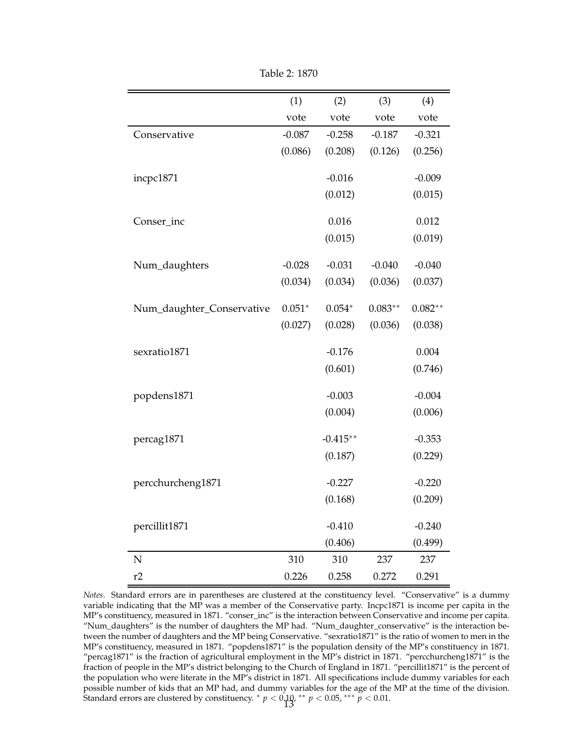Table 2: 1870

| | (1) | (2) | (3) | (4) |
|---|---|---|---|---|
| | vote | vote | vote | vote |
| Conservative | -0.087 | -0.258 | -0.187 | -0.321 |
| | (0.086) | (0.208) | (0.126) | (0.256) |
| incpc1871 | | -0.016 | | -0.009 |
| | | (0.012) | | (0.015) |
| Conser_inc | | 0.016 | | 0.012 |
| | | (0.015) | | (0.019) |
| Num_daughters | -0.028 | -0.031 | -0.040 | -0.040 |
| | (0.034) | (0.034) | (0.036) | (0.037) |
| Num_daughter_Conservative | $0.051^{*}$ | $0.054^{*}$ | $0.083^{**}$ | $0.082^{**}$ |
| | (0.027) | (0.028) | (0.036) | (0.038) |
| sexratio1871 | | -0.176 | | 0.004 |
| | | (0.601) | | (0.746) |
| popdens1871 | | -0.003 | | -0.004 |
| | | (0.004) | | (0.006) |
| percag1871 | | $-0.415^{**}$ | | -0.353 |
| | | (0.187) | | (0.229) |
| percchurcheng1871 | | -0.227 | | -0.220 |
| | | (0.168) | | (0.209) |
| percillit1871 | | -0.410 | | -0.240 |
| | | (0.406) | | (0.499) |
| N | 310 | 310 | 237 | 237 |
| r2 | 0.226 | 0.258 | 0.272 | 0.291 |

*Notes*. Standard errors are in parentheses are clustered at the constituency level. "Conservative" is a dummy variable indicating that the MP was a member of the Conservative party. Incpc1871 is income per capita in the MP's constituency, measured in 1871. "conser_inc" is the interaction between Conservative and income per capita. "Num_daughters" is the number of daughters the MP had. "Num_daughter_conservative" is the interaction between the number of daughters and the MP being Conservative. "sexratio1871" is the ratio of women to men in the MP's constituency, measured in 1871. "popdens1871" is the population density of the MP's constituency in 1871. "percag1871" is the fraction of agricultural employment in the MP's district in 1871. "percchurcheng1871" is the fraction of people in the MP's district belonging to the Church of England in 1871. "percillit1871" is the percent of the population who were literate in the MP's district in 1871. All specifications include dummy variables for each possible number of kids that an MP had, and dummy variables for the age of the MP at the time of the division. Standard errors are clustered by constituency. $^{*}$ $p < 0.10$, $^{**}$ $p < 0.05$, $^{***}$ $p < 0.01$.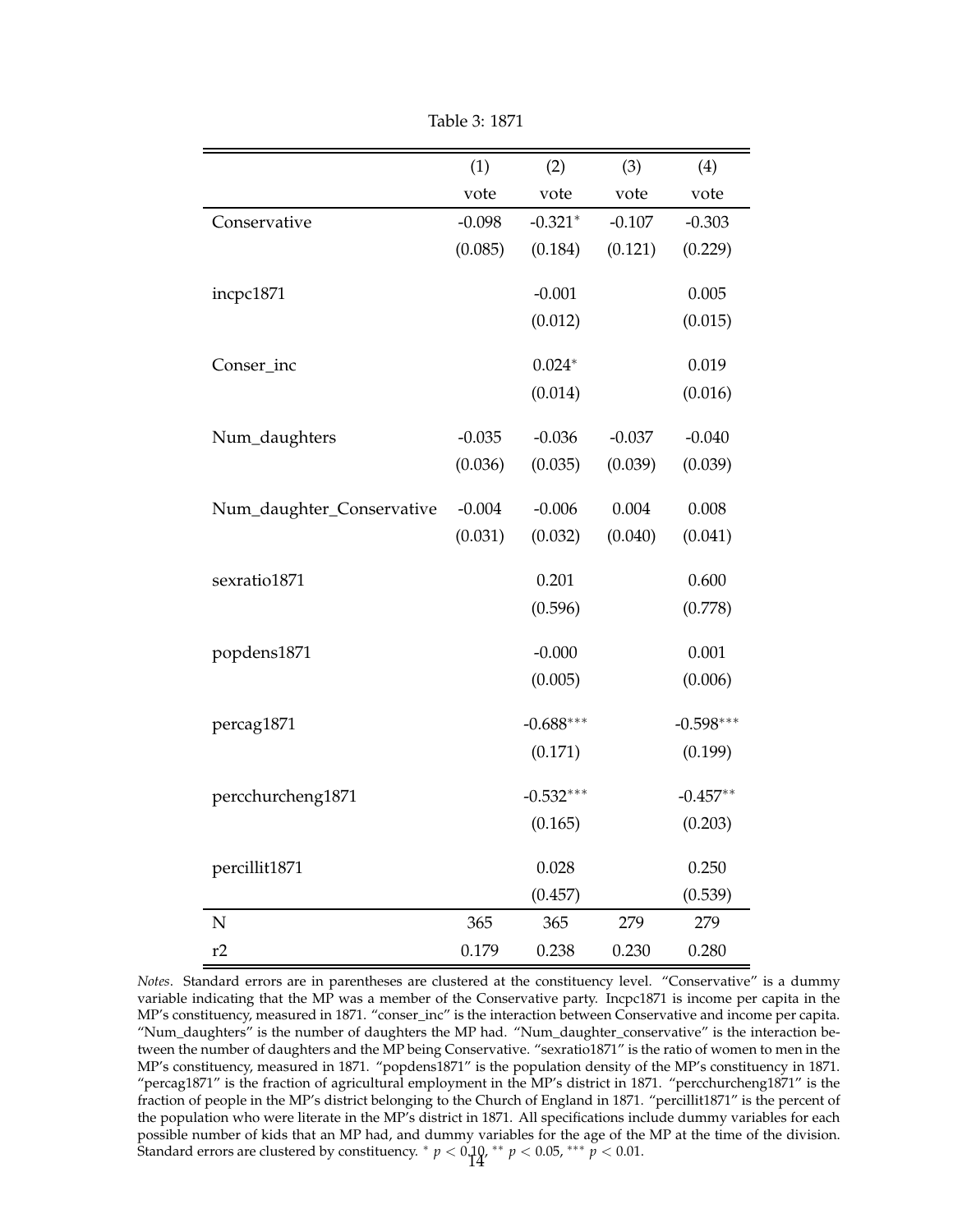Table 3: 1871

| | (1) | (2) | (3) | (4) |
|---|---|---|---|---|
| | vote | vote | vote | vote |
| Conservative | -0.098 | -0.321* | -0.107 | -0.303 |
| | (0.085) | (0.184) | (0.121) | (0.229) |
| incpc1871 | | -0.001 | | 0.005 |
| | | (0.012) | | (0.015) |
| Conser_inc | | 0.024* | | 0.019 |
| | | (0.014) | | (0.016) |
| Num_daughters | -0.035 | -0.036 | -0.037 | -0.040 |
| | (0.036) | (0.035) | (0.039) | (0.039) |
| Num_daughter_Conservative | -0.004 | -0.006 | 0.004 | 0.008 |
| | (0.031) | (0.032) | (0.040) | (0.041) |
| sexratio1871 | | 0.201 | | 0.600 |
| | | (0.596) | | (0.778) |
| popdens1871 | | -0.000 | | 0.001 |
| | | (0.005) | | (0.006) |
| percag1871 | | -0.688*** | | -0.598*** |
| | | (0.171) | | (0.199) |
| percchurcheng1871 | | -0.532*** | | -0.457** |
| | | (0.165) | | (0.203) |
| percillit1871 | | 0.028 | | 0.250 |
| | | (0.457) | | (0.539) |
| N | 365 | 365 | 279 | 279 |
| r2 | 0.179 | 0.238 | 0.230 | 0.280 |

*Notes*. Standard errors are in parentheses are clustered at the constituency level. "Conservative" is a dummy variable indicating that the MP was a member of the Conservative party. Incpc1871 is income per capita in the MP's constituency, measured in 1871. "conser_inc" is the interaction between Conservative and income per capita. "Num_daughters" is the number of daughters the MP had. "Num_daughter_conservative" is the interaction between the number of daughters and the MP being Conservative. "sexratio1871" is the ratio of women to men in the MP's constituency, measured in 1871. "popdens1871" is the population density of the MP's constituency in 1871. "percag1871" is the fraction of agricultural employment in the MP's district in 1871. "percchurcheng1871" is the fraction of people in the MP's district belonging to the Church of England in 1871. "percillit1871" is the percent of the population who were literate in the MP's district in 1871. All specifications include dummy variables for each possible number of kids that an MP had, and dummy variables for the age of the MP at the time of the division. Standard errors are clustered by constituency. * $p < 0.10$, ** $p < 0.05$, *** $p < 0.01$.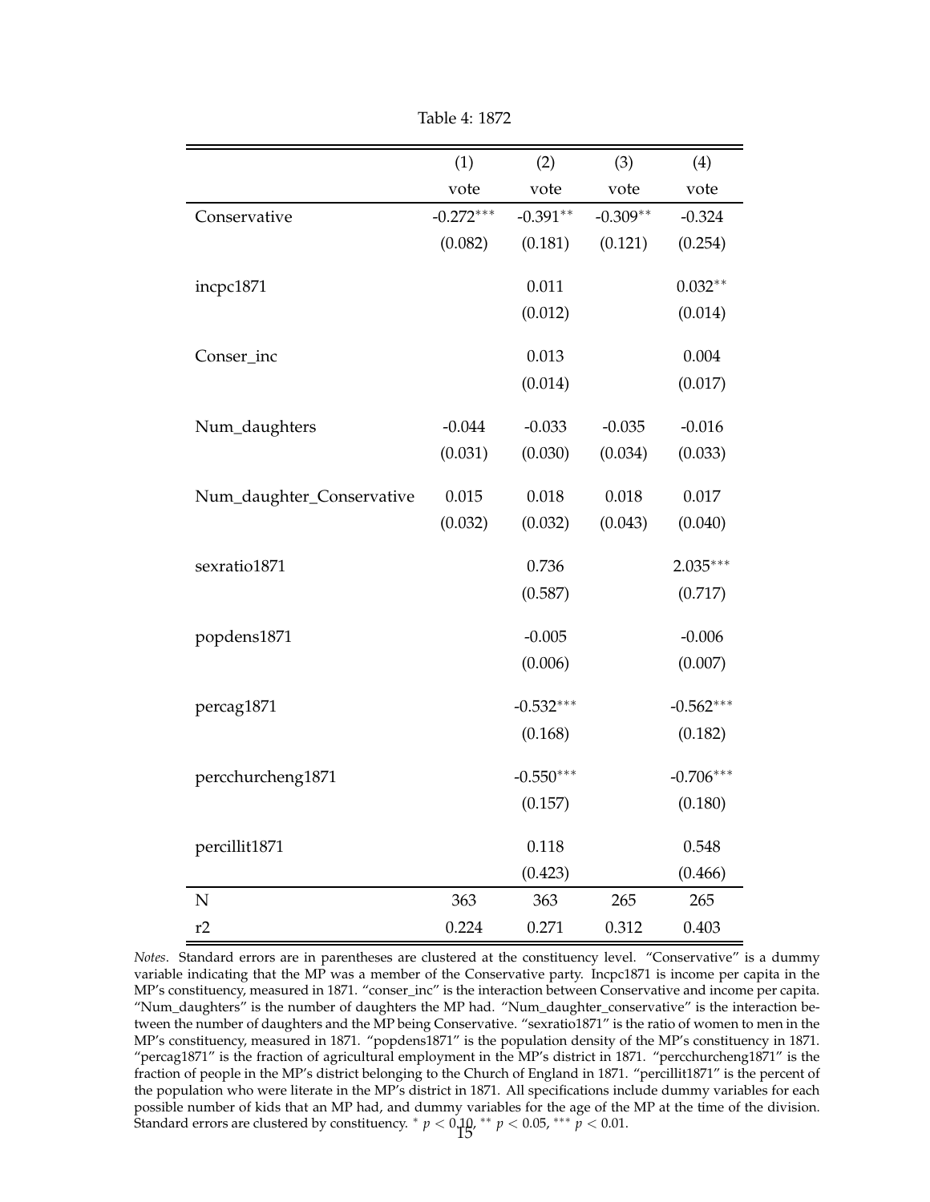Table 4: 1872

| | (1) | (2) | (3) | (4) |
|---|---|---|---|---|
| | vote | vote | vote | vote |
| Conservative | -0.272*** | -0.391** | -0.309** | -0.324 |
| | (0.082) | (0.181) | (0.121) | (0.254) |
| incpc1871 | | 0.011 | | 0.032** |
| | | (0.012) | | (0.014) |
| Conser_inc | | 0.013 | | 0.004 |
| | | (0.014) | | (0.017) |
| Num_daughters | -0.044 | -0.033 | -0.035 | -0.016 |
| | (0.031) | (0.030) | (0.034) | (0.033) |
| Num_daughter_Conservative | 0.015 | 0.018 | 0.018 | 0.017 |
| | (0.032) | (0.032) | (0.043) | (0.040) |
| sexratio1871 | | 0.736 | | 2.035*** |
| | | (0.587) | | (0.717) |
| popdens1871 | | -0.005 | | -0.006 |
| | | (0.006) | | (0.007) |
| percag1871 | | -0.532*** | | -0.562*** |
| | | (0.168) | | (0.182) |
| percchurcheng1871 | | -0.550*** | | -0.706*** |
| | | (0.157) | | (0.180) |
| percillit1871 | | 0.118 | | 0.548 |
| | | (0.423) | | (0.466) |
| N | 363 | 363 | 265 | 265 |
| r2 | 0.224 | 0.271 | 0.312 | 0.403 |

*Notes*. Standard errors are in parentheses are clustered at the constituency level. "Conservative" is a dummy variable indicating that the MP was a member of the Conservative party. Incpc1871 is income per capita in the MP's constituency, measured in 1871. "conser_inc" is the interaction between Conservative and income per capita. "Num_daughters" is the number of daughters the MP had. "Num_daughter_conservative" is the interaction between the number of daughters and the MP being Conservative. "sexratio1871" is the ratio of women to men in the MP's constituency, measured in 1871. "popdens1871" is the population density of the MP's constituency in 1871. "percag1871" is the fraction of agricultural employment in the MP's district in 1871. "percchurcheng1871" is the fraction of people in the MP's district belonging to the Church of England in 1871. "percillit1871" is the percent of the population who were literate in the MP's district in 1871. All specifications include dummy variables for each possible number of kids that an MP had, and dummy variables for the age of the MP at the time of the division. Standard errors are clustered by constituency. * $p < 0.10$, ** $p < 0.05$, *** $p < 0.01$.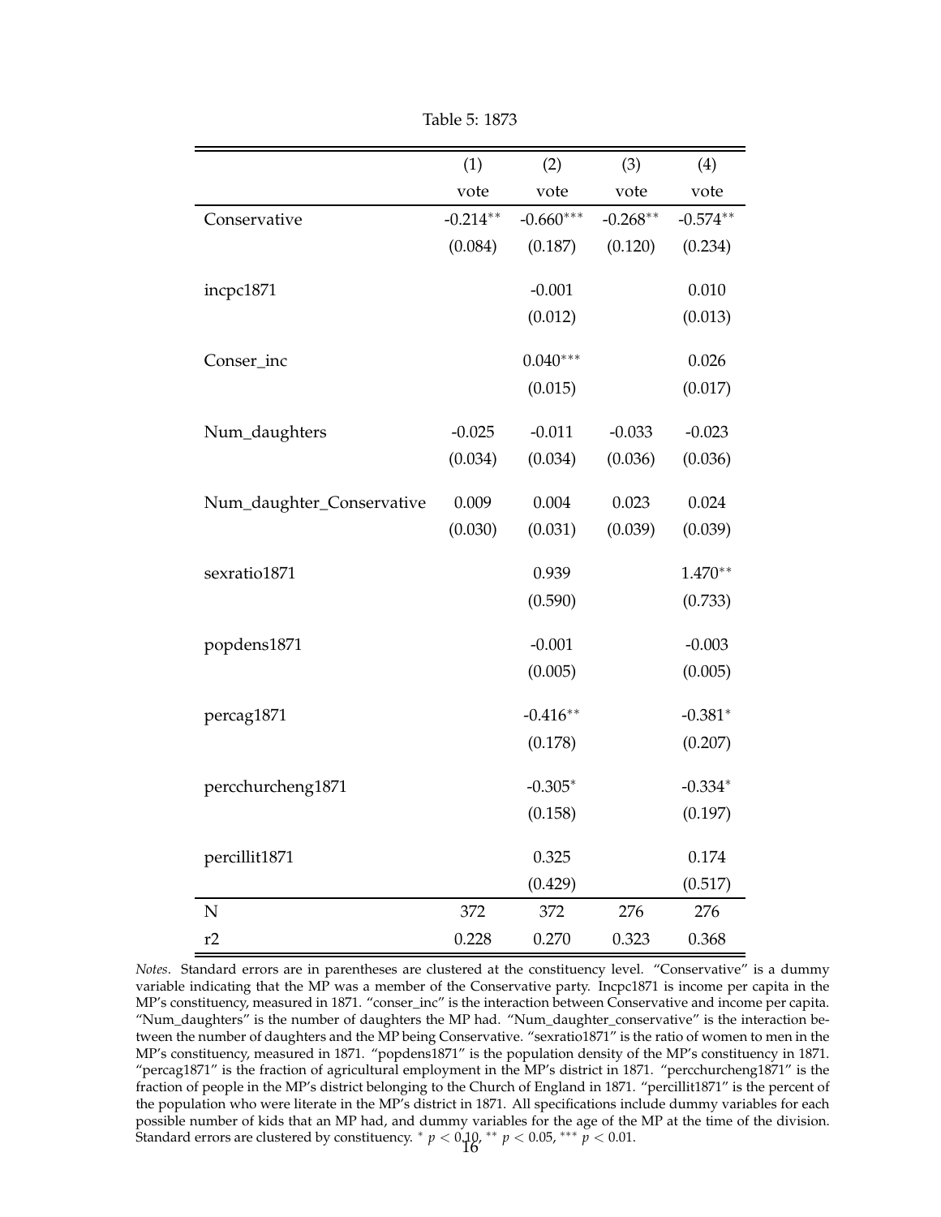Table 5: 1873

| | (1) | (2) | (3) | (4) |
|---|---|---|---|---|
| | vote | vote | vote | vote |
| Conservative | -0.214** | -0.660*** | -0.268** | -0.574** |
| | (0.084) | (0.187) | (0.120) | (0.234) |
| incpc1871 | | -0.001 | | 0.010 |
| | | (0.012) | | (0.013) |
| Conser_inc | | 0.040*** | | 0.026 |
| | | (0.015) | | (0.017) |
| Num_daughters | -0.025 | -0.011 | -0.033 | -0.023 |
| | (0.034) | (0.034) | (0.036) | (0.036) |
| Num_daughter_Conservative | 0.009 | 0.004 | 0.023 | 0.024 |
| | (0.030) | (0.031) | (0.039) | (0.039) |
| sexratio1871 | | 0.939 | | 1.470** |
| | | (0.590) | | (0.733) |
| popdens1871 | | -0.001 | | -0.003 |
| | | (0.005) | | (0.005) |
| percag1871 | | -0.416** | | -0.381* |
| | | (0.178) | | (0.207) |
| percchurcheng1871 | | -0.305* | | -0.334* |
| | | (0.158) | | (0.197) |
| percillit1871 | | 0.325 | | 0.174 |
| | | (0.429) | | (0.517) |
| N | 372 | 372 | 276 | 276 |
| r2 | 0.228 | 0.270 | 0.323 | 0.368 |

*Notes*. Standard errors are in parentheses are clustered at the constituency level. "Conservative" is a dummy variable indicating that the MP was a member of the Conservative party. Incpc1871 is income per capita in the MP's constituency, measured in 1871. "conser_inc" is the interaction between Conservative and income per capita. "Num_daughters" is the number of daughters the MP had. "Num_daughter_conservative" is the interaction between the number of daughters and the MP being Conservative. "sexratio1871" is the ratio of women to men in the MP's constituency, measured in 1871. "popdens1871" is the population density of the MP's constituency in 1871. "percag1871" is the fraction of agricultural employment in the MP's district in 1871. "percchurcheng1871" is the fraction of people in the MP's district belonging to the Church of England in 1871. "percillit1871" is the percent of the population who were literate in the MP's district in 1871. All specifications include dummy variables for each possible number of kids that an MP had, and dummy variables for the age of the MP at the time of the division. Standard errors are clustered by constituency. * $p < 0.10$, ** $p < 0.05$, *** $p < 0.01$.